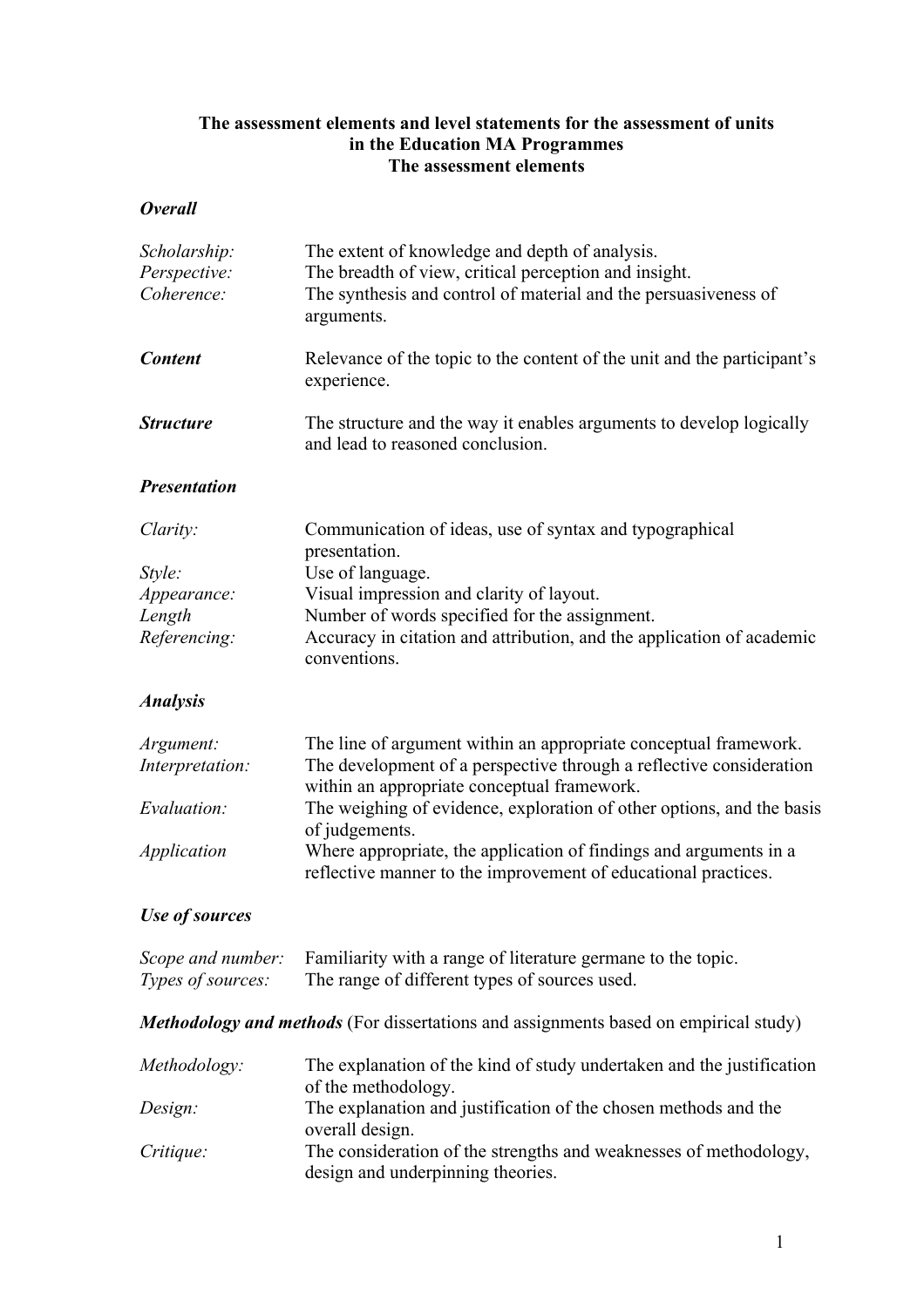**The assessment elements and level statements for the assessment of units in the Education MA Programmes**
**The assessment elements**

***Overall***

*Scholarship:* The extent of knowledge and depth of analysis.
*Perspective:* The breadth of view, critical perception and insight.
*Coherence:* The synthesis and control of material and the persuasiveness of arguments.

***Content*** Relevance of the topic to the content of the unit and the participant's experience.

***Structure*** The structure and the way it enables arguments to develop logically and lead to reasoned conclusion.

***Presentation***

*Clarity:* Communication of ideas, use of syntax and typographical presentation.
*Style:* Use of language.
*Appearance:* Visual impression and clarity of layout.
*Length* Number of words specified for the assignment.
*Referencing:* Accuracy in citation and attribution, and the application of academic conventions.

***Analysis***

*Argument:* The line of argument within an appropriate conceptual framework.
*Interpretation:* The development of a perspective through a reflective consideration within an appropriate conceptual framework.
*Evaluation:* The weighing of evidence, exploration of other options, and the basis of judgements.
*Application* Where appropriate, the application of findings and arguments in a reflective manner to the improvement of educational practices.

***Use of sources***

*Scope and number:* Familiarity with a range of literature germane to the topic.
*Types of sources:* The range of different types of sources used.

***Methodology and methods*** (For dissertations and assignments based on empirical study)

*Methodology:* The explanation of the kind of study undertaken and the justification of the methodology.
*Design:* The explanation and justification of the chosen methods and the overall design.
*Critique:* The consideration of the strengths and weaknesses of methodology, design and underpinning theories.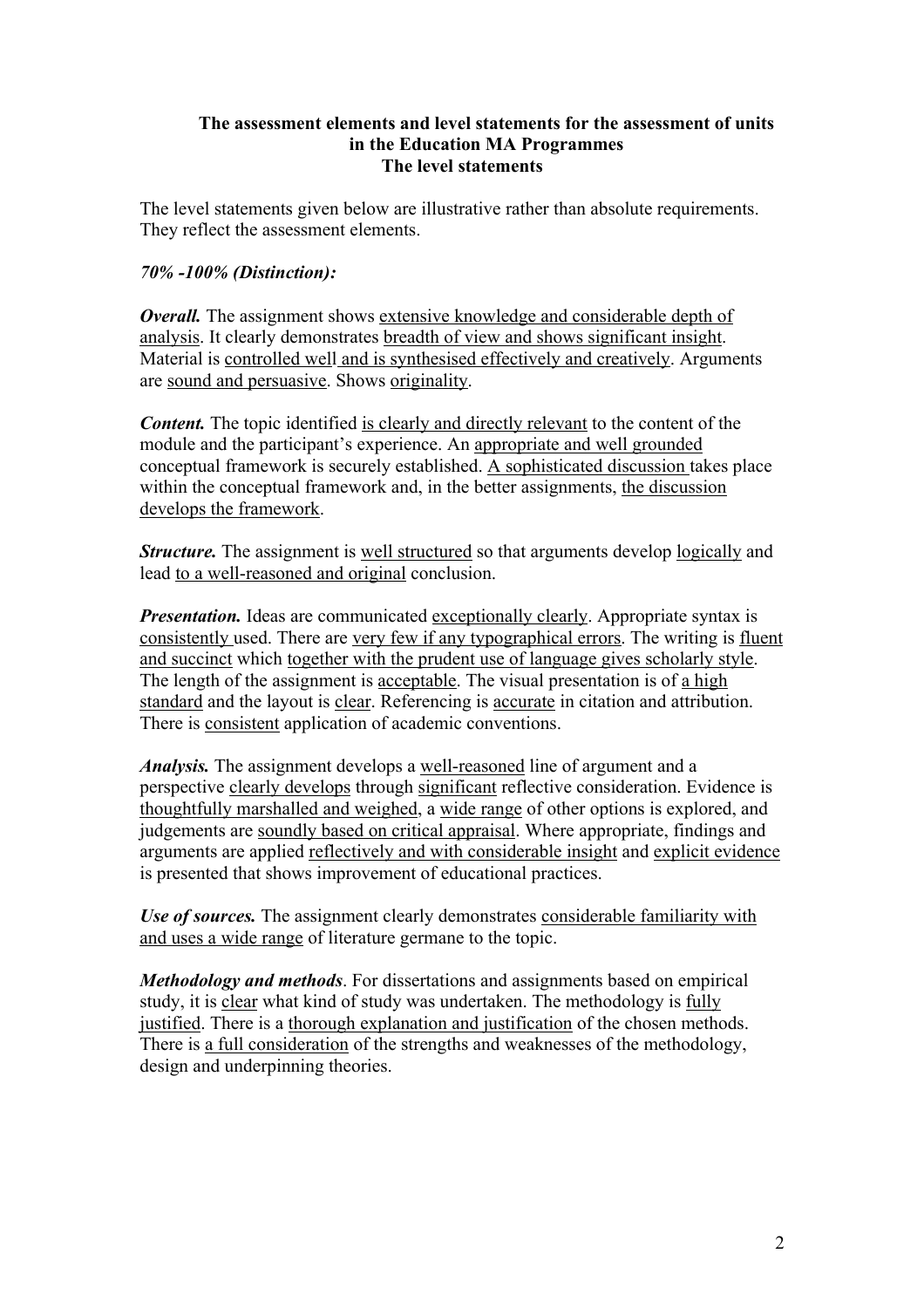**The assessment elements and level statements for the assessment of units in the Education MA Programmes**
**The level statements**

The level statements given below are illustrative rather than absolute requirements. They reflect the assessment elements.

*70% -100% (Distinction):*

***Overall.*** The assignment shows extensive knowledge and considerable depth of analysis. It clearly demonstrates breadth of view and shows significant insight. Material is controlled well and is synthesised effectively and creatively. Arguments are sound and persuasive. Shows originality.

***Content.*** The topic identified is clearly and directly relevant to the content of the module and the participant's experience. An appropriate and well grounded conceptual framework is securely established. A sophisticated discussion takes place within the conceptual framework and, in the better assignments, the discussion develops the framework.

***Structure.*** The assignment is well structured so that arguments develop logically and lead to a well-reasoned and original conclusion.

***Presentation.*** Ideas are communicated exceptionally clearly. Appropriate syntax is consistently used. There are very few if any typographical errors. The writing is fluent and succinct which together with the prudent use of language gives scholarly style. The length of the assignment is acceptable. The visual presentation is of a high standard and the layout is clear. Referencing is accurate in citation and attribution. There is consistent application of academic conventions.

***Analysis.*** The assignment develops a well-reasoned line of argument and a perspective clearly develops through significant reflective consideration. Evidence is thoughtfully marshalled and weighed, a wide range of other options is explored, and judgements are soundly based on critical appraisal. Where appropriate, findings and arguments are applied reflectively and with considerable insight and explicit evidence is presented that shows improvement of educational practices.

***Use of sources.*** The assignment clearly demonstrates considerable familiarity with and uses a wide range of literature germane to the topic.

***Methodology and methods***. For dissertations and assignments based on empirical study, it is clear what kind of study was undertaken. The methodology is fully justified. There is a thorough explanation and justification of the chosen methods. There is a full consideration of the strengths and weaknesses of the methodology, design and underpinning theories.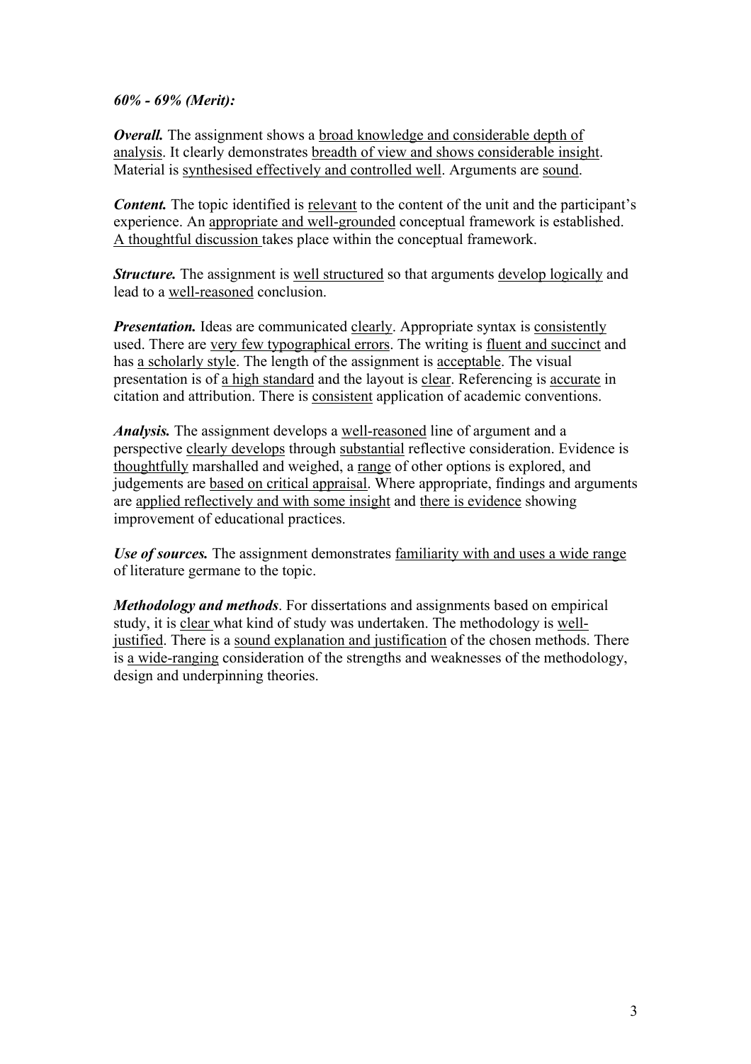***60% - 69% (Merit):***

***Overall.*** The assignment shows a <u>broad knowledge and considerable depth of analysis</u>. It clearly demonstrates <u>breadth of view and shows considerable insight</u>. Material is <u>synthesised effectively and controlled well</u>. Arguments are <u>sound</u>.

***Content.*** The topic identified is <u>relevant</u> to the content of the unit and the participant's experience. An <u>appropriate and well-grounded</u> conceptual framework is established. <u>A thoughtful discussion</u> takes place within the conceptual framework.

***Structure.*** The assignment is <u>well structured</u> so that arguments <u>develop logically</u> and lead to a <u>well-reasoned</u> conclusion.

***Presentation.*** Ideas are communicated <u>clearly</u>. Appropriate syntax is <u>consistently</u> used. There are <u>very few typographical errors</u>. The writing is <u>fluent and succinct</u> and has <u>a scholarly style</u>. The length of the assignment is <u>acceptable</u>. The visual presentation is of <u>a high standard</u> and the layout is <u>clear</u>. Referencing is <u>accurate</u> in citation and attribution. There is <u>consistent</u> application of academic conventions.

***Analysis.*** The assignment develops a <u>well-reasoned</u> line of argument and a perspective <u>clearly develops</u> through <u>substantial</u> reflective consideration. Evidence is <u>thoughtfully</u> marshalled and weighed, a <u>range</u> of other options is explored, and judgements are <u>based on critical appraisal</u>. Where appropriate, findings and arguments are <u>applied reflectively and with some insight</u> and <u>there is evidence</u> showing improvement of educational practices.

***Use of sources.*** The assignment demonstrates <u>familiarity with and uses a wide range</u> of literature germane to the topic.

***Methodology and methods***. For dissertations and assignments based on empirical study, it is <u>clear</u> what kind of study was undertaken. The methodology is <u>well-justified</u>. There is a <u>sound explanation and justification</u> of the chosen methods. There is <u>a wide-ranging</u> consideration of the strengths and weaknesses of the methodology, design and underpinning theories.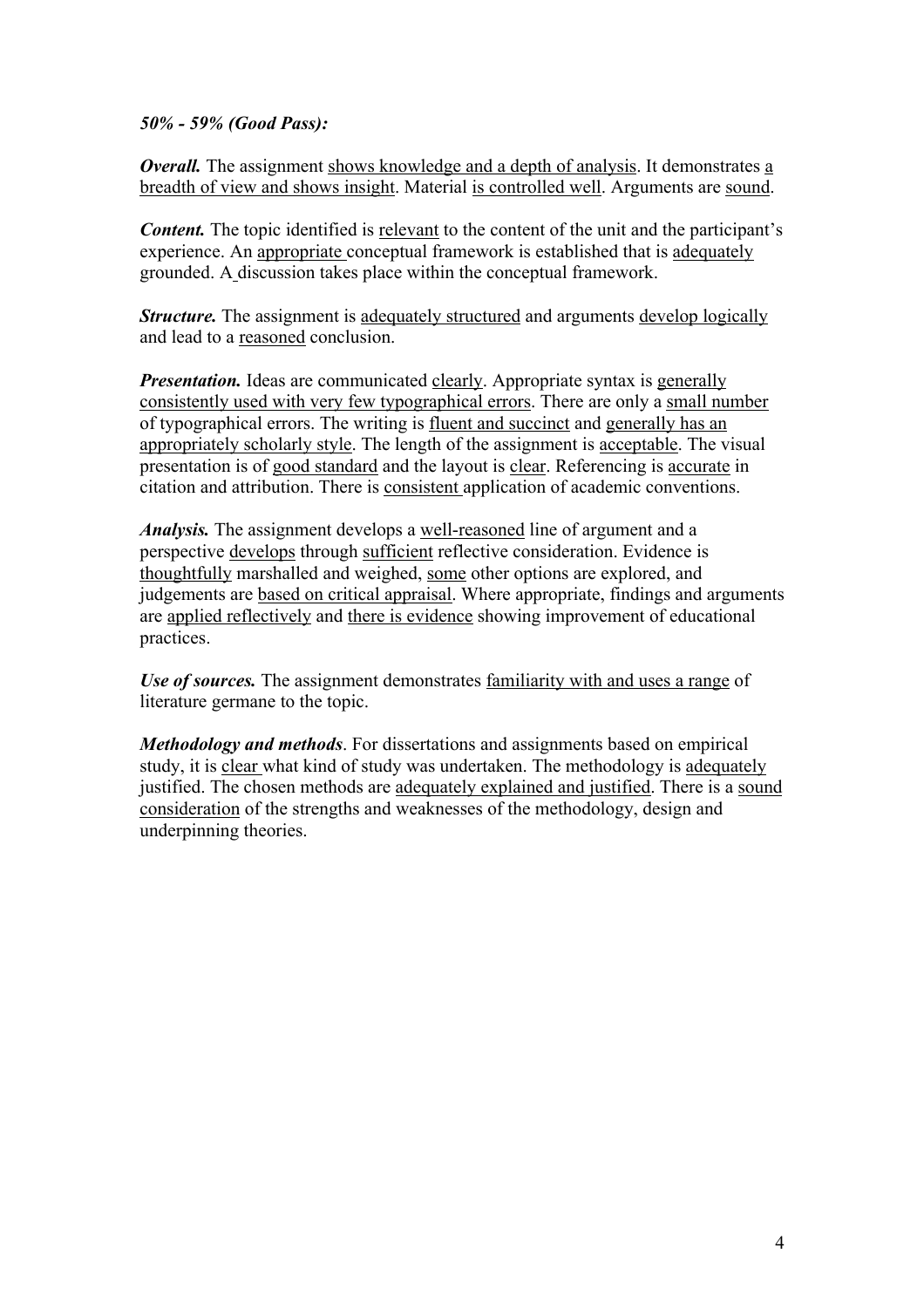***50% - 59% (Good Pass):***

***Overall.*** The assignment shows knowledge and a depth of analysis. It demonstrates a breadth of view and shows insight. Material is controlled well. Arguments are sound.

***Content.*** The topic identified is relevant to the content of the unit and the participant's experience. An appropriate conceptual framework is established that is adequately grounded. A discussion takes place within the conceptual framework.

***Structure.*** The assignment is adequately structured and arguments develop logically and lead to a reasoned conclusion.

***Presentation.*** Ideas are communicated clearly. Appropriate syntax is generally consistently used with very few typographical errors. There are only a small number of typographical errors. The writing is fluent and succinct and generally has an appropriately scholarly style. The length of the assignment is acceptable. The visual presentation is of good standard and the layout is clear. Referencing is accurate in citation and attribution. There is consistent application of academic conventions.

***Analysis.*** The assignment develops a well-reasoned line of argument and a perspective develops through sufficient reflective consideration. Evidence is thoughtfully marshalled and weighed, some other options are explored, and judgements are based on critical appraisal. Where appropriate, findings and arguments are applied reflectively and there is evidence showing improvement of educational practices.

***Use of sources.*** The assignment demonstrates familiarity with and uses a range of literature germane to the topic.

***Methodology and methods***. For dissertations and assignments based on empirical study, it is clear what kind of study was undertaken. The methodology is adequately justified. The chosen methods are adequately explained and justified. There is a sound consideration of the strengths and weaknesses of the methodology, design and underpinning theories.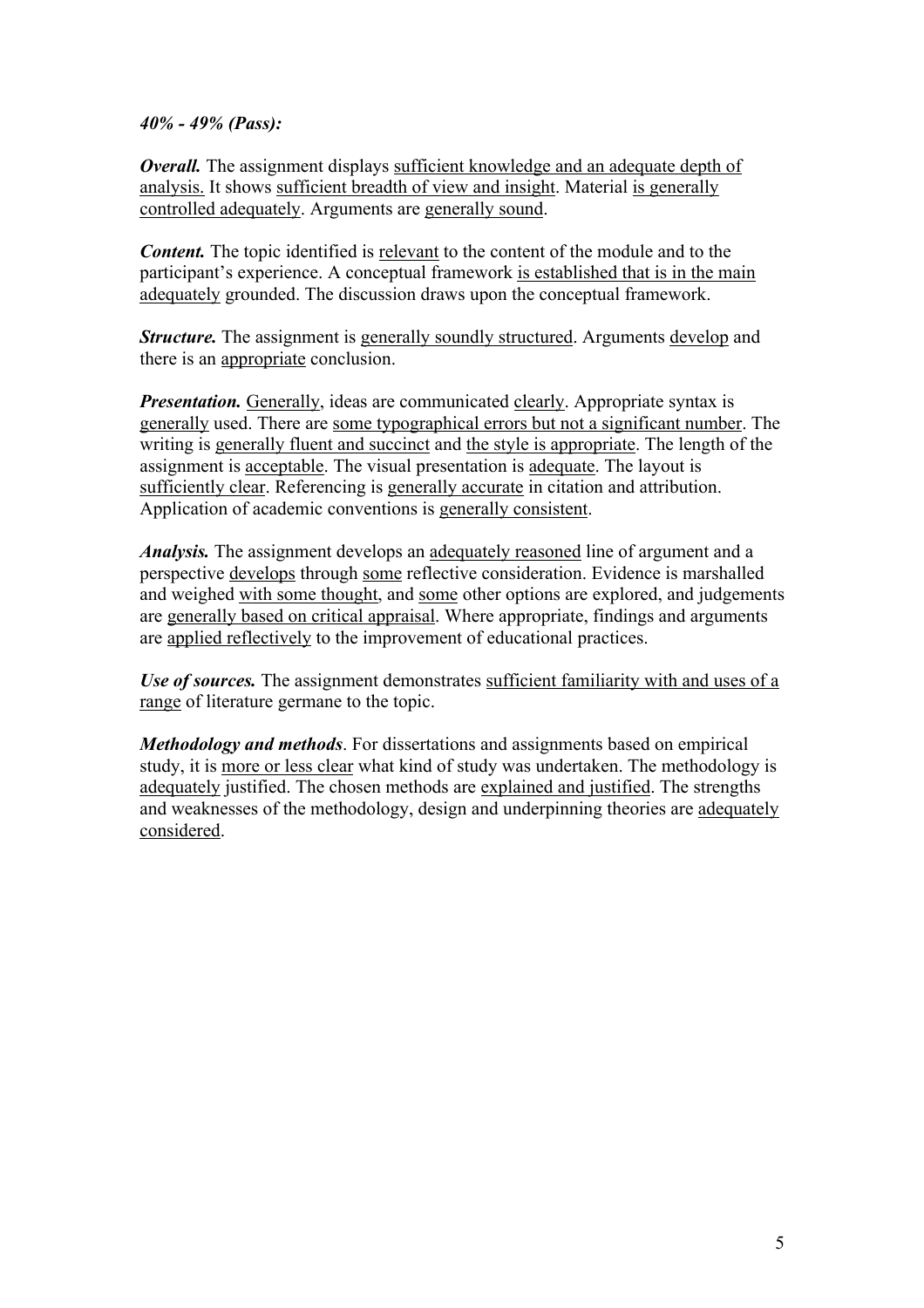***40% - 49% (Pass):***

***Overall.*** The assignment displays <u>sufficient knowledge and an adequate depth of analysis.</u> It shows <u>sufficient breadth of view and insight</u>. Material <u>is generally controlled adequately</u>. Arguments are <u>generally sound</u>.

***Content.*** The topic identified is <u>relevant</u> to the content of the module and to the participant's experience. A conceptual framework <u>is established that is in the main adequately</u> grounded. The discussion draws upon the conceptual framework.

***Structure.*** The assignment is <u>generally soundly structured</u>. Arguments <u>develop</u> and there is an <u>appropriate</u> conclusion.

***Presentation.*** <u>Generally</u>, ideas are communicated <u>clearly</u>. Appropriate syntax is <u>generally</u> used. There are <u>some typographical errors but not a significant number</u>. The writing is <u>generally fluent and succinct</u> and <u>the style is appropriate</u>. The length of the assignment is <u>acceptable</u>. The visual presentation is <u>adequate</u>. The layout is <u>sufficiently clear</u>. Referencing is <u>generally accurate</u> in citation and attribution. Application of academic conventions is <u>generally consistent</u>.

***Analysis.*** The assignment develops an <u>adequately reasoned</u> line of argument and a perspective <u>develops</u> through <u>some</u> reflective consideration. Evidence is marshalled and weighed <u>with some thought</u>, and <u>some</u> other options are explored, and judgements are <u>generally based on critical appraisal</u>. Where appropriate, findings and arguments are <u>applied reflectively</u> to the improvement of educational practices.

***Use of sources.*** The assignment demonstrates <u>sufficient familiarity with and uses of a range</u> of literature germane to the topic.

***Methodology and methods***. For dissertations and assignments based on empirical study, it is <u>more or less clear</u> what kind of study was undertaken. The methodology is <u>adequately</u> justified. The chosen methods are <u>explained and justified</u>. The strengths and weaknesses of the methodology, design and underpinning theories are <u>adequately considered</u>.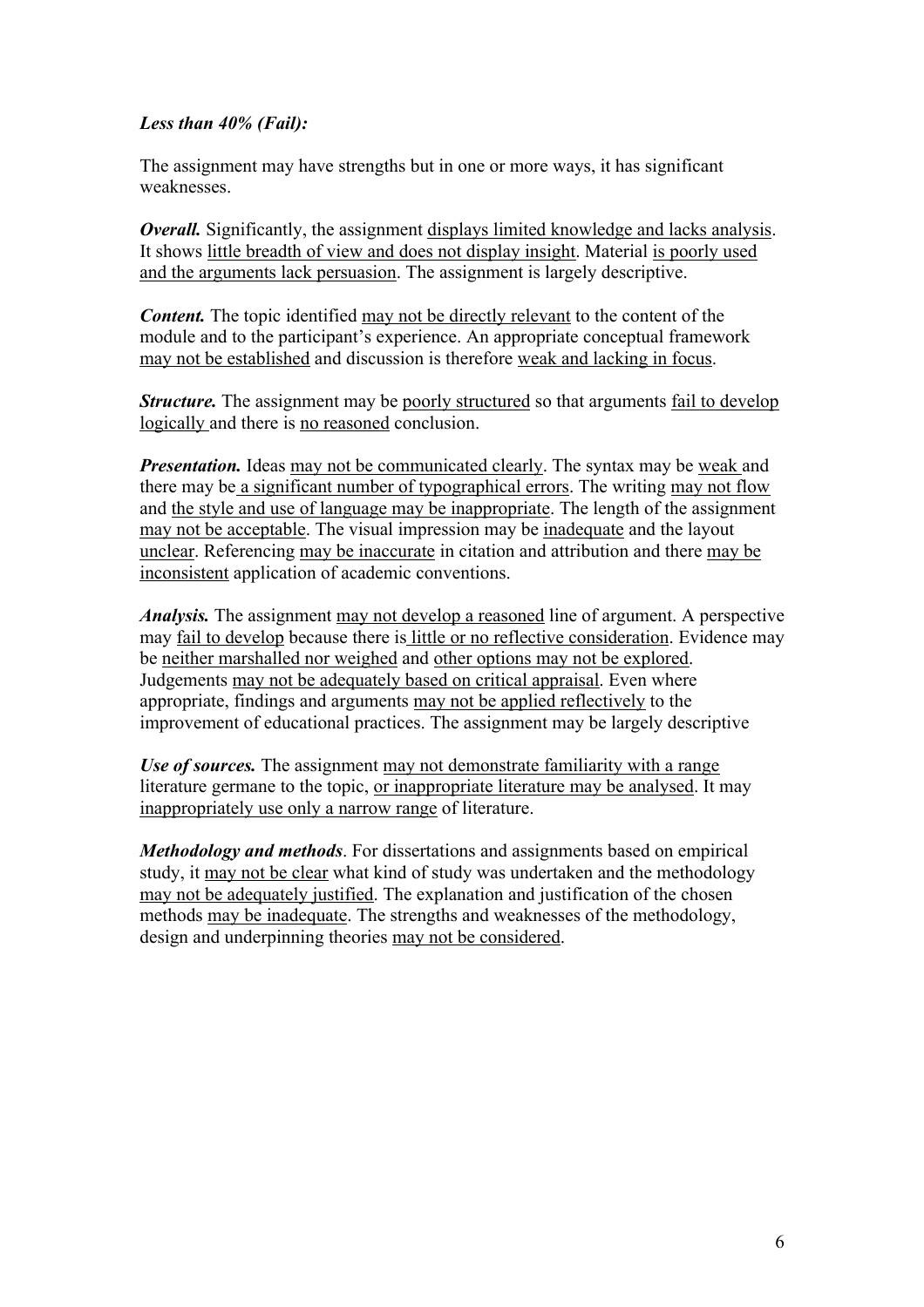***Less than 40% (Fail):***

The assignment may have strengths but in one or more ways, it has significant weaknesses.

***Overall.*** Significantly, the assignment displays limited knowledge and lacks analysis. It shows little breadth of view and does not display insight. Material is poorly used and the arguments lack persuasion. The assignment is largely descriptive.

***Content.*** The topic identified may not be directly relevant to the content of the module and to the participant's experience. An appropriate conceptual framework may not be established and discussion is therefore weak and lacking in focus.

***Structure.*** The assignment may be poorly structured so that arguments fail to develop logically and there is no reasoned conclusion.

***Presentation.*** Ideas may not be communicated clearly. The syntax may be weak and there may be a significant number of typographical errors. The writing may not flow and the style and use of language may be inappropriate. The length of the assignment may not be acceptable. The visual impression may be inadequate and the layout unclear. Referencing may be inaccurate in citation and attribution and there may be inconsistent application of academic conventions.

***Analysis.*** The assignment may not develop a reasoned line of argument. A perspective may fail to develop because there is little or no reflective consideration. Evidence may be neither marshalled nor weighed and other options may not be explored. Judgements may not be adequately based on critical appraisal. Even where appropriate, findings and arguments may not be applied reflectively to the improvement of educational practices. The assignment may be largely descriptive

***Use of sources.*** The assignment may not demonstrate familiarity with a range literature germane to the topic, or inappropriate literature may be analysed. It may inappropriately use only a narrow range of literature.

***Methodology and methods***. For dissertations and assignments based on empirical study, it may not be clear what kind of study was undertaken and the methodology may not be adequately justified. The explanation and justification of the chosen methods may be inadequate. The strengths and weaknesses of the methodology, design and underpinning theories may not be considered.